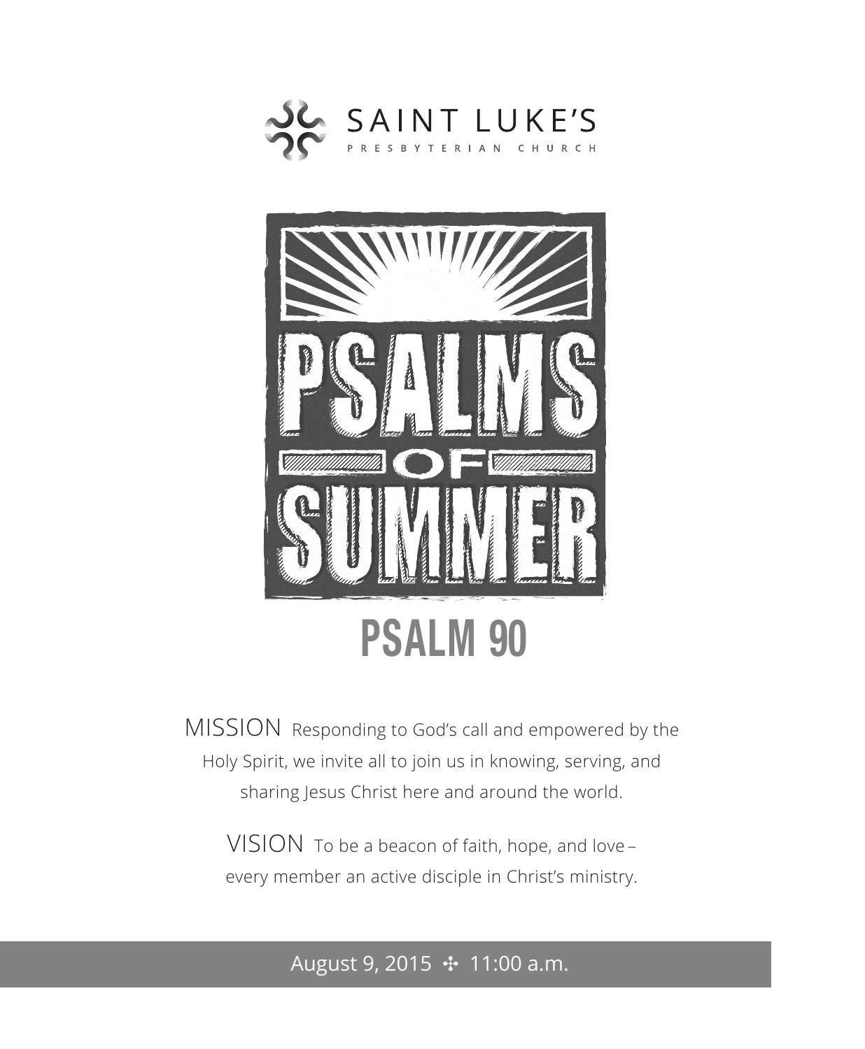SAINT LUKE'S

PRESBYTERIAN CHURCH

# PSALMS OF SUMMER

## PSALM 90

MISSION Responding to God's call and empowered by the Holy Spirit, we invite all to join us in knowing, serving, and sharing Jesus Christ here and around the world.

VISION To be a beacon of faith, hope, and love – every member an active disciple in Christ's ministry.

August 9, 2015 ✣ 11:00 a.m.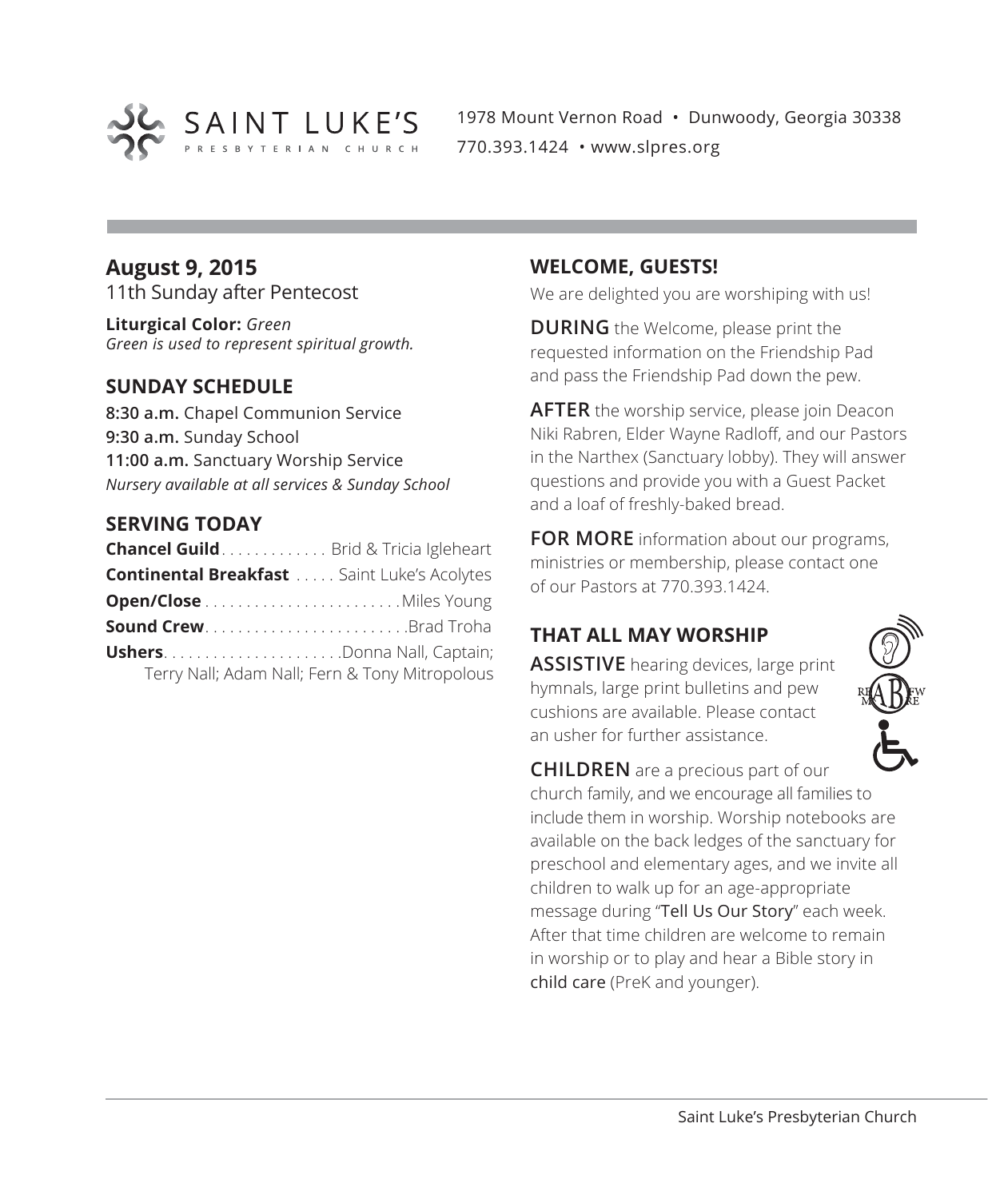SAINT LUKE'S PRESBYTERIAN CHURCH

1978 Mount Vernon Road • Dunwoody, Georgia 30338
770.393.1424 • www.slpres.org

## August 9, 2015

11th Sunday after Pentecost

**Liturgical Color:** *Green*
*Green is used to represent spiritual growth.*

## SUNDAY SCHEDULE

**8:30 a.m.** Chapel Communion Service
**9:30 a.m.** Sunday School
**11:00 a.m.** Sanctuary Worship Service
*Nursery available at all services & Sunday School*

## SERVING TODAY

**Chancel Guild** . . . . . . . . . . . . . Brid & Tricia Igleheart
**Continental Breakfast** . . . . . Saint Luke's Acolytes
**Open/Close** . . . . . . . . . . . . . . . . . . . . . . . . Miles Young
**Sound Crew** . . . . . . . . . . . . . . . . . . . . . . . . . Brad Troha
**Ushers** . . . . . . . . . . . . . . . . . . . . . Donna Nall, Captain; Terry Nall; Adam Nall; Fern & Tony Mitropolous

## WELCOME, GUESTS!

We are delighted you are worshiping with us!

**DURING** the Welcome, please print the requested information on the Friendship Pad and pass the Friendship Pad down the pew.

**AFTER** the worship service, please join Deacon Niki Rabren, Elder Wayne Radloff, and our Pastors in the Narthex (Sanctuary lobby). They will answer questions and provide you with a Guest Packet and a loaf of freshly-baked bread.

**FOR MORE** information about our programs, ministries or membership, please contact one of our Pastors at 770.393.1424.

## THAT ALL MAY WORSHIP

**ASSISTIVE** hearing devices, large print hymnals, large print bulletins and pew cushions are available. Please contact an usher for further assistance.

**CHILDREN** are a precious part of our church family, and we encourage all families to include them in worship. Worship notebooks are available on the back ledges of the sanctuary for preschool and elementary ages, and we invite all children to walk up for an age-appropriate message during "Tell Us Our Story" each week. After that time children are welcome to remain in worship or to play and hear a Bible story in child care (PreK and younger).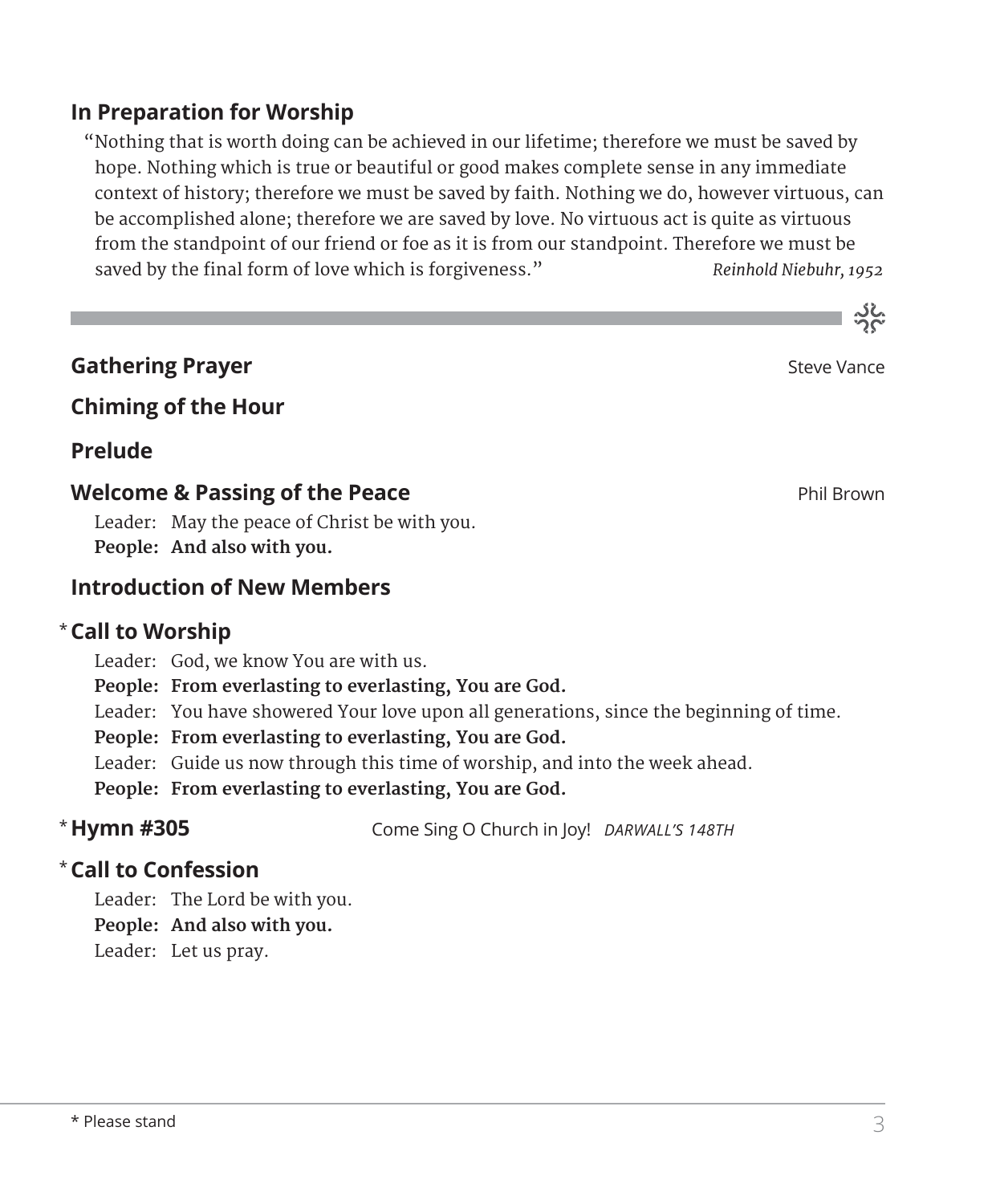## In Preparation for Worship

"Nothing that is worth doing can be achieved in our lifetime; therefore we must be saved by hope. Nothing which is true or beautiful or good makes complete sense in any immediate context of history; therefore we must be saved by faith. Nothing we do, however virtuous, can be accomplished alone; therefore we are saved by love. No virtuous act is quite as virtuous from the standpoint of our friend or foe as it is from our standpoint. Therefore we must be saved by the final form of love which is forgiveness." *Reinhold Niebuhr, 1952*

---

**Gathering Prayer** Steve Vance

**Chiming of the Hour**

**Prelude**

**Welcome & Passing of the Peace** Phil Brown

Leader: May the peace of Christ be with you.
**People: And also with you.**

**Introduction of New Members**

\* **Call to Worship**

Leader: God, we know You are with us.
**People: From everlasting to everlasting, You are God.**
Leader: You have showered Your love upon all generations, since the beginning of time.
**People: From everlasting to everlasting, You are God.**
Leader: Guide us now through this time of worship, and into the week ahead.
**People: From everlasting to everlasting, You are God.**

\* **Hymn #305** Come Sing O Church in Joy! *DARWALL'S 148TH*

\* **Call to Confession**

Leader: The Lord be with you.
**People: And also with you.**
Leader: Let us pray.

\* Please stand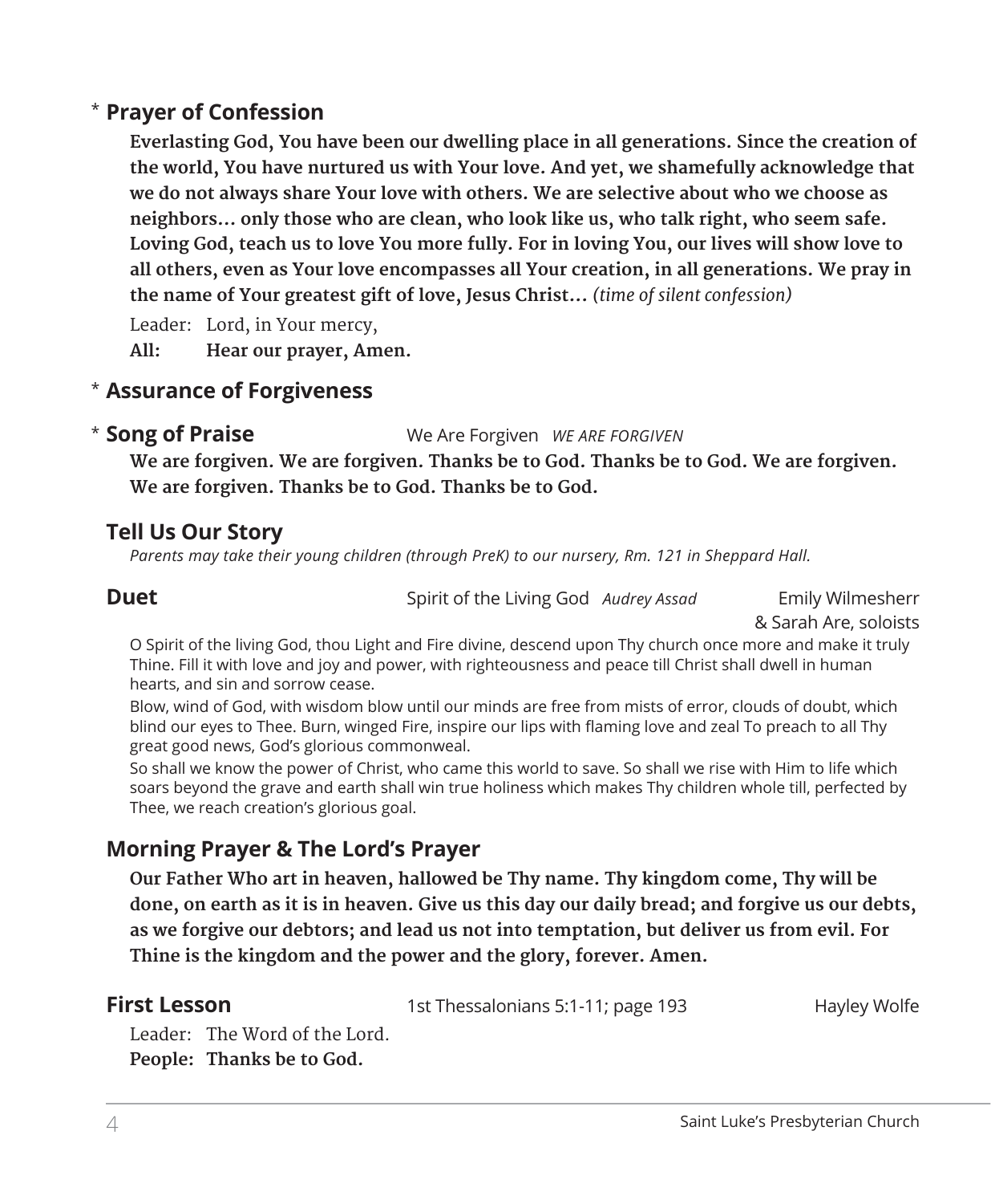## * Prayer of Confession

**Everlasting God, You have been our dwelling place in all generations. Since the creation of the world, You have nurtured us with Your love. And yet, we shamefully acknowledge that we do not always share Your love with others. We are selective about who we choose as neighbors... only those who are clean, who look like us, who talk right, who seem safe. Loving God, teach us to love You more fully. For in loving You, our lives will show love to all others, even as Your love encompasses all Your creation, in all generations. We pray in the name of Your greatest gift of love, Jesus Christ...** *(time of silent confession)*

Leader: Lord, in Your mercy,
**All: Hear our prayer, Amen.**

## * Assurance of Forgiveness

## * Song of Praise

We Are Forgiven *WE ARE FORGIVEN*

**We are forgiven. We are forgiven. Thanks be to God. Thanks be to God. We are forgiven. We are forgiven. Thanks be to God. Thanks be to God.**

## Tell Us Our Story

*Parents may take their young children (through PreK) to our nursery, Rm. 121 in Sheppard Hall.*

## Duet

Spirit of the Living God *Audrey Assad* — Emily Wilmesherr & Sarah Are, soloists

O Spirit of the living God, thou Light and Fire divine, descend upon Thy church once more and make it truly Thine. Fill it with love and joy and power, with righteousness and peace till Christ shall dwell in human hearts, and sin and sorrow cease.

Blow, wind of God, with wisdom blow until our minds are free from mists of error, clouds of doubt, which blind our eyes to Thee. Burn, winged Fire, inspire our lips with flaming love and zeal To preach to all Thy great good news, God's glorious commonweal.

So shall we know the power of Christ, who came this world to save. So shall we rise with Him to life which soars beyond the grave and earth shall win true holiness which makes Thy children whole till, perfected by Thee, we reach creation's glorious goal.

## Morning Prayer & The Lord's Prayer

**Our Father Who art in heaven, hallowed be Thy name. Thy kingdom come, Thy will be done, on earth as it is in heaven. Give us this day our daily bread; and forgive us our debts, as we forgive our debtors; and lead us not into temptation, but deliver us from evil. For Thine is the kingdom and the power and the glory, forever. Amen.**

## First Lesson

1st Thessalonians 5:1-11; page 193 — Hayley Wolfe

Leader: The Word of the Lord.
**People: Thanks be to God.**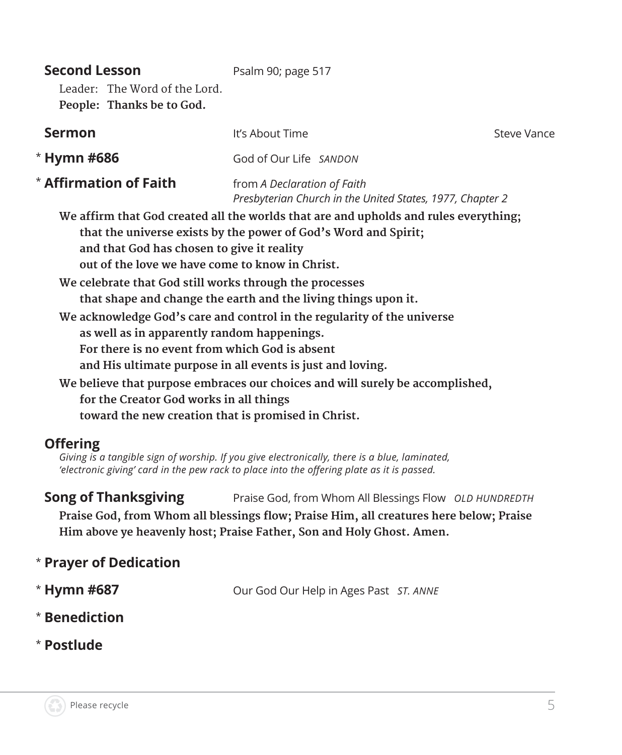**Second Lesson** Psalm 90; page 517

Leader: The Word of the Lord.
**People: Thanks be to God.**

**Sermon** It's About Time Steve Vance

\* **Hymn #686** God of Our Life *SANDON*

\* **Affirmation of Faith** from *A Declaration of Faith*
*Presbyterian Church in the United States, 1977, Chapter 2*

**We affirm that God created all the worlds that are and upholds and rules everything;**
**that the universe exists by the power of God's Word and Spirit;**
**and that God has chosen to give it reality**
**out of the love we have come to know in Christ.**

**We celebrate that God still works through the processes**
**that shape and change the earth and the living things upon it.**

**We acknowledge God's care and control in the regularity of the universe**
**as well as in apparently random happenings.**
**For there is no event from which God is absent**
**and His ultimate purpose in all events is just and loving.**

**We believe that purpose embraces our choices and will surely be accomplished,**
**for the Creator God works in all things**
**toward the new creation that is promised in Christ.**

**Offering**
*Giving is a tangible sign of worship. If you give electronically, there is a blue, laminated, 'electronic giving' card in the pew rack to place into the offering plate as it is passed.*

**Song of Thanksgiving** Praise God, from Whom All Blessings Flow *OLD HUNDREDTH*

**Praise God, from Whom all blessings flow; Praise Him, all creatures here below; Praise Him above ye heavenly host; Praise Father, Son and Holy Ghost. Amen.**

\* **Prayer of Dedication**

\* **Hymn #687** Our God Our Help in Ages Past *ST. ANNE*

\* **Benediction**

\* **Postlude**

Please recycle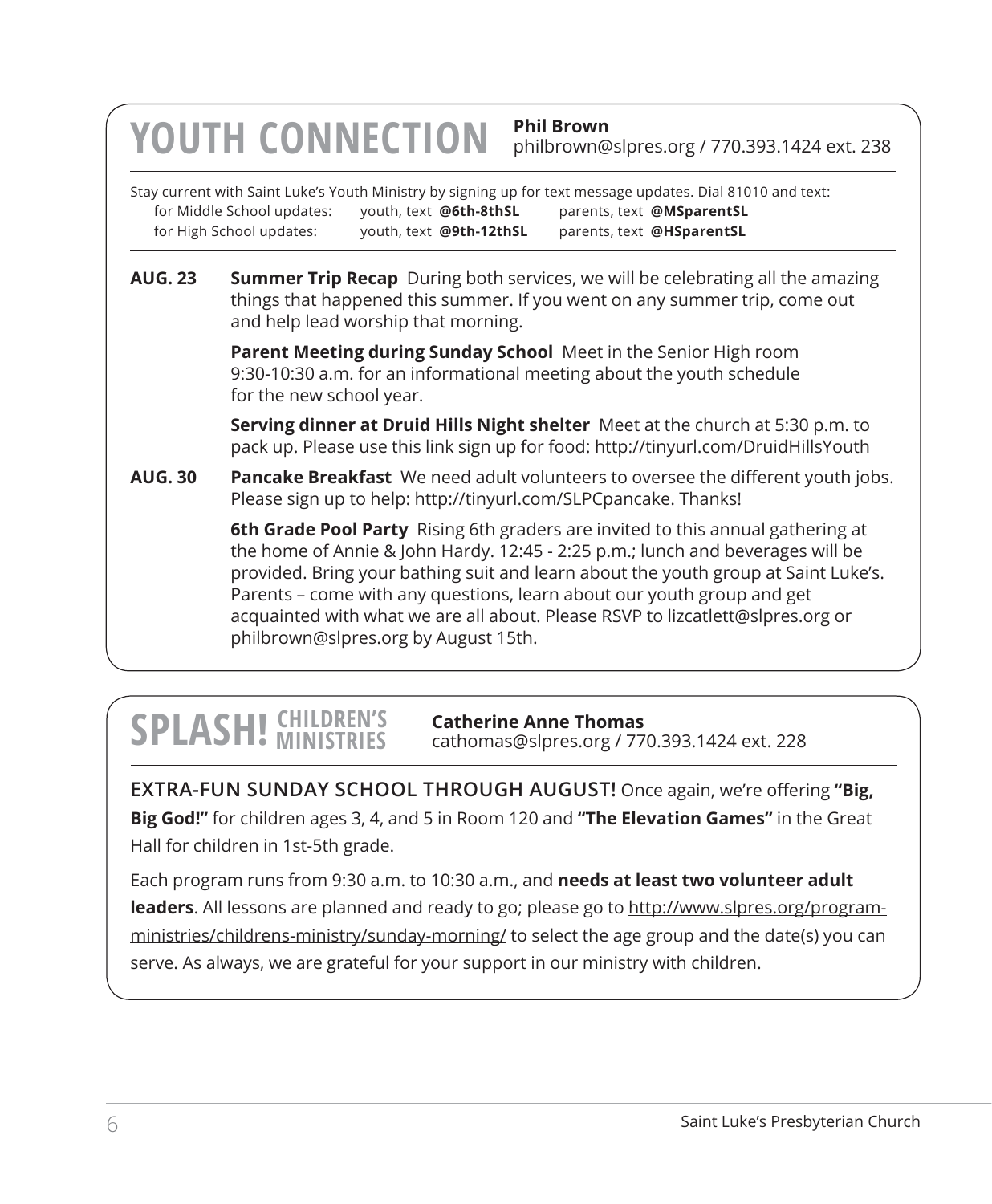## YOUTH CONNECTION

**Phil Brown**
philbrown@slpres.org / 770.393.1424 ext. 238

Stay current with Saint Luke's Youth Ministry by signing up for text message updates. Dial 81010 and text:

| | | |
|---|---|---|
| for Middle School updates: | youth, text **@6th-8thSL** | parents, text **@MSparentSL** |
| for High School updates: | youth, text **@9th-12thSL** | parents, text **@HSparentSL** |

**AUG. 23**

**Summer Trip Recap** During both services, we will be celebrating all the amazing things that happened this summer. If you went on any summer trip, come out and help lead worship that morning.

**Parent Meeting during Sunday School** Meet in the Senior High room 9:30-10:30 a.m. for an informational meeting about the youth schedule for the new school year.

**Serving dinner at Druid Hills Night shelter** Meet at the church at 5:30 p.m. to pack up. Please use this link sign up for food: http://tinyurl.com/DruidHillsYouth

**AUG. 30**

**Pancake Breakfast** We need adult volunteers to oversee the different youth jobs. Please sign up to help: http://tinyurl.com/SLPCpancake. Thanks!

**6th Grade Pool Party** Rising 6th graders are invited to this annual gathering at the home of Annie & John Hardy. 12:45 - 2:25 p.m.; lunch and beverages will be provided. Bring your bathing suit and learn about the youth group at Saint Luke's. Parents – come with any questions, learn about our youth group and get acquainted with what we are all about. Please RSVP to lizcatlett@slpres.org or philbrown@slpres.org by August 15th.

## SPLASH! CHILDREN'S MINISTRIES

**Catherine Anne Thomas**
cathomas@slpres.org / 770.393.1424 ext. 228

**EXTRA-FUN SUNDAY SCHOOL THROUGH AUGUST!** Once again, we're offering **"Big, Big God!"** for children ages 3, 4, and 5 in Room 120 and **"The Elevation Games"** in the Great Hall for children in 1st-5th grade.

Each program runs from 9:30 a.m. to 10:30 a.m., and **needs at least two volunteer adult leaders**. All lessons are planned and ready to go; please go to http://www.slpres.org/program-ministries/childrens-ministry/sunday-morning/ to select the age group and the date(s) you can serve. As always, we are grateful for your support in our ministry with children.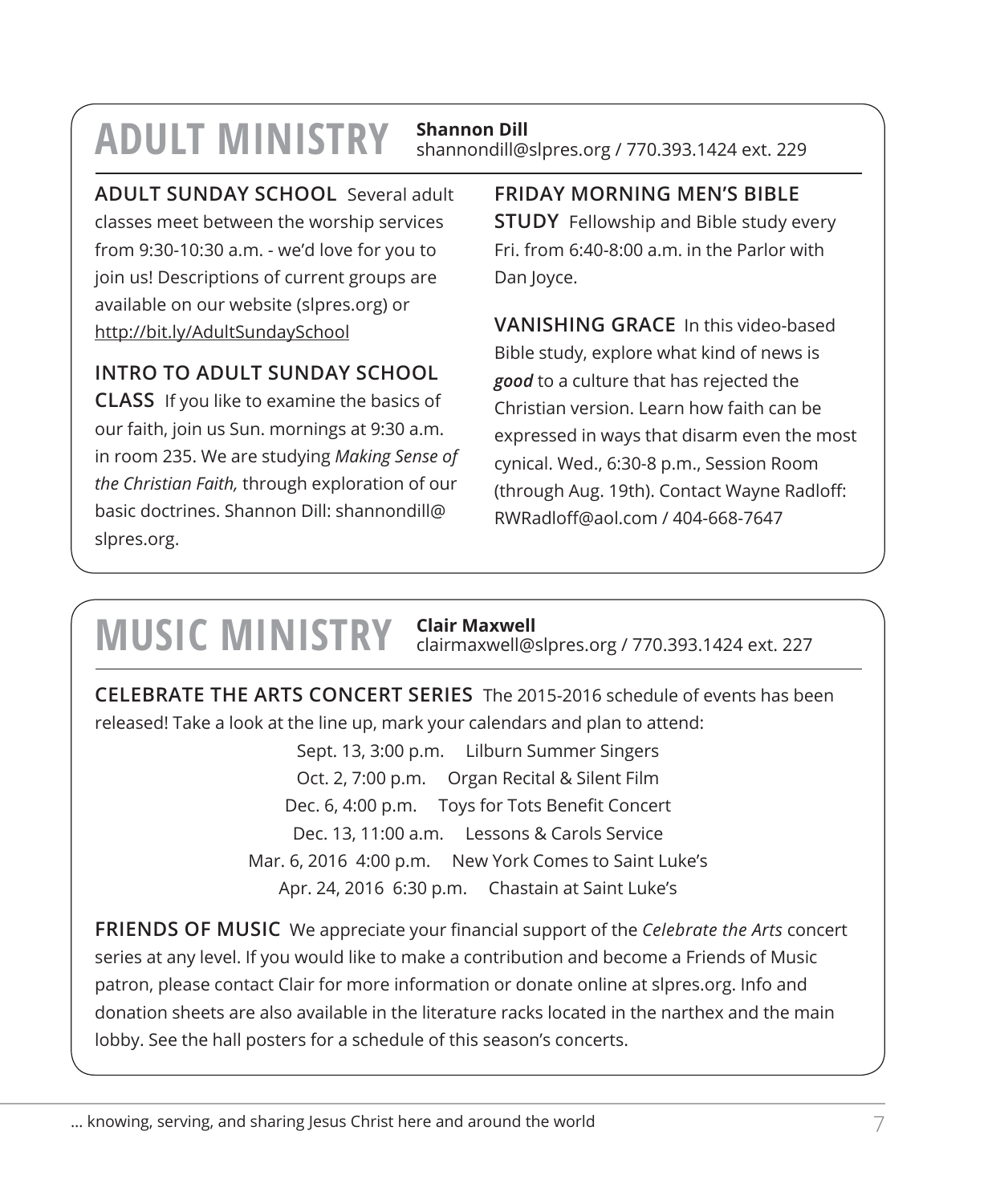# ADULT MINISTRY

**Shannon Dill**
shannondill@slpres.org / 770.393.1424 ext. 229

**ADULT SUNDAY SCHOOL** Several adult classes meet between the worship services from 9:30-10:30 a.m. - we'd love for you to join us! Descriptions of current groups are available on our website (slpres.org) or http://bit.ly/AdultSundaySchool

**INTRO TO ADULT SUNDAY SCHOOL CLASS** If you like to examine the basics of our faith, join us Sun. mornings at 9:30 a.m. in room 235. We are studying *Making Sense of the Christian Faith,* through exploration of our basic doctrines. Shannon Dill: shannondill@slpres.org.

**FRIDAY MORNING MEN'S BIBLE STUDY** Fellowship and Bible study every Fri. from 6:40-8:00 a.m. in the Parlor with Dan Joyce.

**VANISHING GRACE** In this video-based Bible study, explore what kind of news is ***good*** to a culture that has rejected the Christian version. Learn how faith can be expressed in ways that disarm even the most cynical. Wed., 6:30-8 p.m., Session Room (through Aug. 19th). Contact Wayne Radloff: RWRadloff@aol.com / 404-668-7647

# MUSIC MINISTRY

**Clair Maxwell**
clairmaxwell@slpres.org / 770.393.1424 ext. 227

**CELEBRATE THE ARTS CONCERT SERIES** The 2015-2016 schedule of events has been released! Take a look at the line up, mark your calendars and plan to attend:

Sept. 13, 3:00 p.m. Lilburn Summer Singers
Oct. 2, 7:00 p.m. Organ Recital & Silent Film
Dec. 6, 4:00 p.m. Toys for Tots Benefit Concert
Dec. 13, 11:00 a.m. Lessons & Carols Service
Mar. 6, 2016 4:00 p.m. New York Comes to Saint Luke's
Apr. 24, 2016 6:30 p.m. Chastain at Saint Luke's

**FRIENDS OF MUSIC** We appreciate your financial support of the *Celebrate the Arts* concert series at any level. If you would like to make a contribution and become a Friends of Music patron, please contact Clair for more information or donate online at slpres.org. Info and donation sheets are also available in the literature racks located in the narthex and the main lobby. See the hall posters for a schedule of this season's concerts.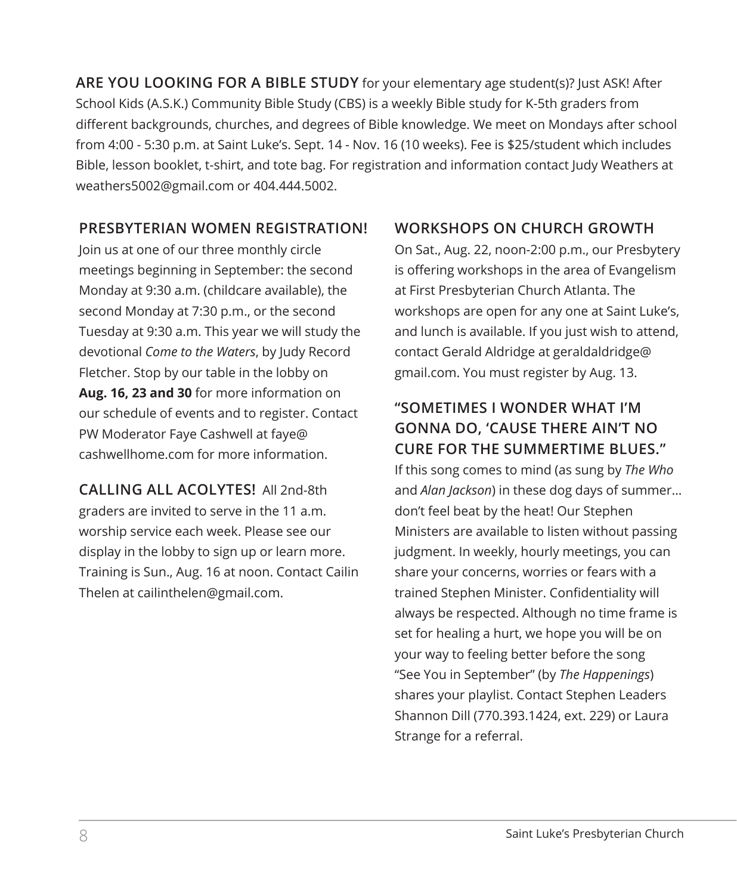**ARE YOU LOOKING FOR A BIBLE STUDY** for your elementary age student(s)? Just ASK! After School Kids (A.S.K.) Community Bible Study (CBS) is a weekly Bible study for K-5th graders from different backgrounds, churches, and degrees of Bible knowledge. We meet on Mondays after school from 4:00 - 5:30 p.m. at Saint Luke's. Sept. 14 - Nov. 16 (10 weeks). Fee is $25/student which includes Bible, lesson booklet, t-shirt, and tote bag. For registration and information contact Judy Weathers at weathers5002@gmail.com or 404.444.5002.

## PRESBYTERIAN WOMEN REGISTRATION!

Join us at one of our three monthly circle meetings beginning in September: the second Monday at 9:30 a.m. (childcare available), the second Monday at 7:30 p.m., or the second Tuesday at 9:30 a.m. This year we will study the devotional *Come to the Waters*, by Judy Record Fletcher. Stop by our table in the lobby on **Aug. 16, 23 and 30** for more information on our schedule of events and to register. Contact PW Moderator Faye Cashwell at faye@cashwellhome.com for more information.

**CALLING ALL ACOLYTES!** All 2nd-8th graders are invited to serve in the 11 a.m. worship service each week. Please see our display in the lobby to sign up or learn more. Training is Sun., Aug. 16 at noon. Contact Cailin Thelen at cailinthelen@gmail.com.

## WORKSHOPS ON CHURCH GROWTH

On Sat., Aug. 22, noon-2:00 p.m., our Presbytery is offering workshops in the area of Evangelism at First Presbyterian Church Atlanta. The workshops are open for any one at Saint Luke's, and lunch is available. If you just wish to attend, contact Gerald Aldridge at geraldaldridge@gmail.com. You must register by Aug. 13.

## "SOMETIMES I WONDER WHAT I'M GONNA DO, 'CAUSE THERE AIN'T NO CURE FOR THE SUMMERTIME BLUES."

If this song comes to mind (as sung by *The Who* and *Alan Jackson*) in these dog days of summer… don't feel beat by the heat! Our Stephen Ministers are available to listen without passing judgment. In weekly, hourly meetings, you can share your concerns, worries or fears with a trained Stephen Minister. Confidentiality will always be respected. Although no time frame is set for healing a hurt, we hope you will be on your way to feeling better before the song "See You in September" (by *The Happenings*) shares your playlist. Contact Stephen Leaders Shannon Dill (770.393.1424, ext. 229) or Laura Strange for a referral.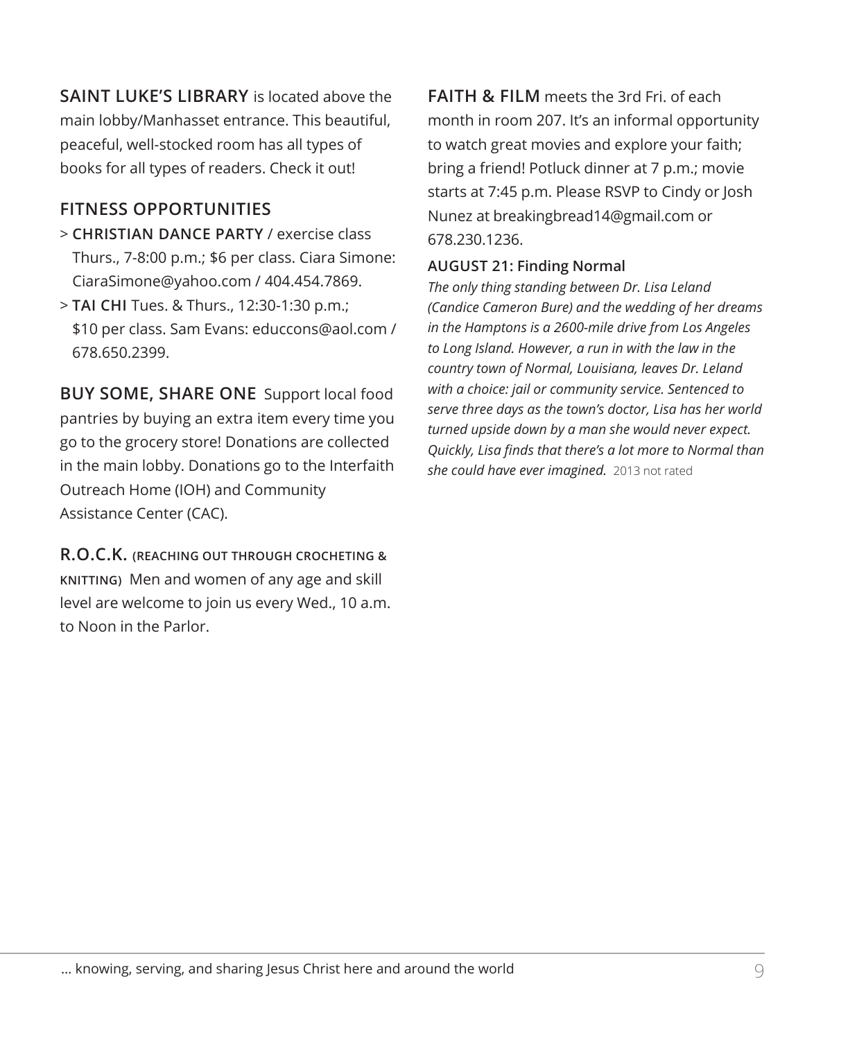**SAINT LUKE'S LIBRARY** is located above the main lobby/Manhasset entrance. This beautiful, peaceful, well-stocked room has all types of books for all types of readers. Check it out!

## FITNESS OPPORTUNITIES

> **CHRISTIAN DANCE PARTY** / exercise class Thurs., 7-8:00 p.m.; $6 per class. Ciara Simone: CiaraSimone@yahoo.com / 404.454.7869.

> **TAI CHI** Tues. & Thurs., 12:30-1:30 p.m.; $10 per class. Sam Evans: educcons@aol.com / 678.650.2399.

**BUY SOME, SHARE ONE** Support local food pantries by buying an extra item every time you go to the grocery store! Donations are collected in the main lobby. Donations go to the Interfaith Outreach Home (IOH) and Community Assistance Center (CAC).

**R.O.C.K. (REACHING OUT THROUGH CROCHETING & KNITTING)** Men and women of any age and skill level are welcome to join us every Wed., 10 a.m. to Noon in the Parlor.

**FAITH & FILM** meets the 3rd Fri. of each month in room 207. It's an informal opportunity to watch great movies and explore your faith; bring a friend! Potluck dinner at 7 p.m.; movie starts at 7:45 p.m. Please RSVP to Cindy or Josh Nunez at breakingbread14@gmail.com or 678.230.1236.

**AUGUST 21: Finding Normal**

*The only thing standing between Dr. Lisa Leland (Candice Cameron Bure) and the wedding of her dreams in the Hamptons is a 2600-mile drive from Los Angeles to Long Island. However, a run in with the law in the country town of Normal, Louisiana, leaves Dr. Leland with a choice: jail or community service. Sentenced to serve three days as the town's doctor, Lisa has her world turned upside down by a man she would never expect. Quickly, Lisa finds that there's a lot more to Normal than she could have ever imagined.* 2013 not rated

... knowing, serving, and sharing Jesus Christ here and around the world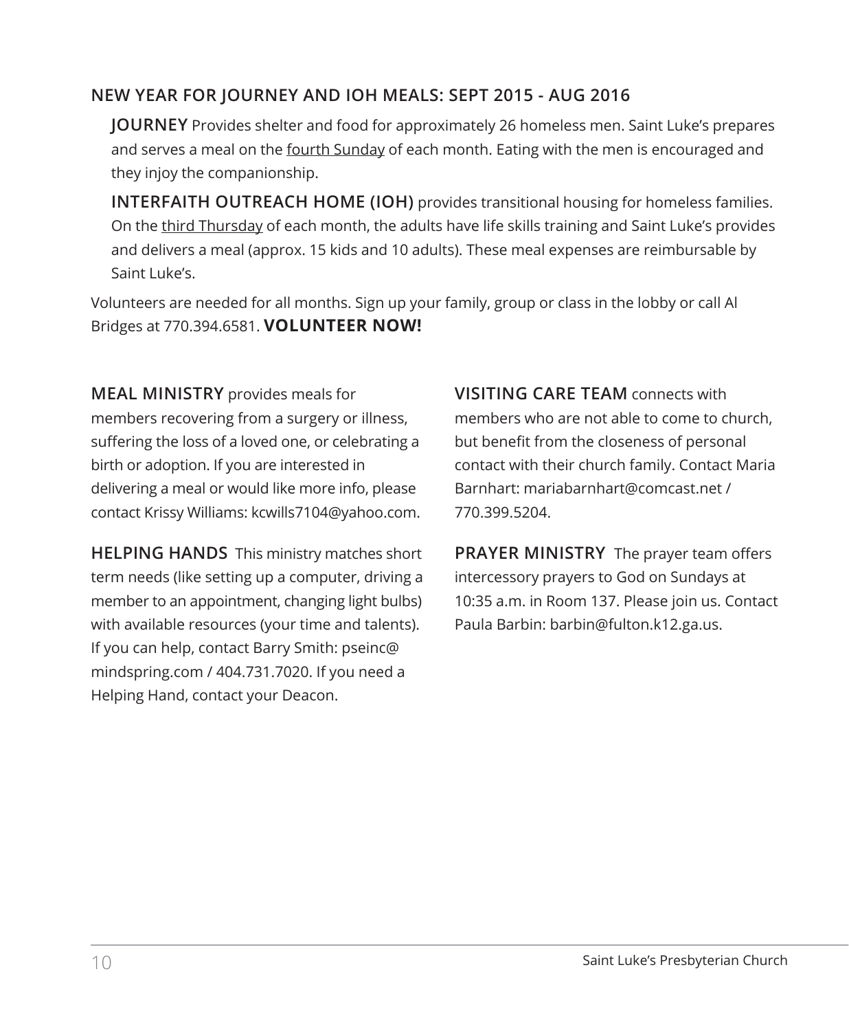## NEW YEAR FOR JOURNEY AND IOH MEALS: SEPT 2015 - AUG 2016

**JOURNEY** Provides shelter and food for approximately 26 homeless men. Saint Luke's prepares and serves a meal on the <u>fourth Sunday</u> of each month. Eating with the men is encouraged and they injoy the companionship.

**INTERFAITH OUTREACH HOME (IOH)** provides transitional housing for homeless families. On the <u>third Thursday</u> of each month, the adults have life skills training and Saint Luke's provides and delivers a meal (approx. 15 kids and 10 adults). These meal expenses are reimbursable by Saint Luke's.

Volunteers are needed for all months. Sign up your family, group or class in the lobby or call Al Bridges at 770.394.6581. **VOLUNTEER NOW!**

**MEAL MINISTRY** provides meals for members recovering from a surgery or illness, suffering the loss of a loved one, or celebrating a birth or adoption. If you are interested in delivering a meal or would like more info, please contact Krissy Williams: kcwills7104@yahoo.com.

**HELPING HANDS** This ministry matches short term needs (like setting up a computer, driving a member to an appointment, changing light bulbs) with available resources (your time and talents). If you can help, contact Barry Smith: pseinc@mindspring.com / 404.731.7020. If you need a Helping Hand, contact your Deacon.

**VISITING CARE TEAM** connects with members who are not able to come to church, but benefit from the closeness of personal contact with their church family. Contact Maria Barnhart: mariabarnhart@comcast.net / 770.399.5204.

**PRAYER MINISTRY** The prayer team offers intercessory prayers to God on Sundays at 10:35 a.m. in Room 137. Please join us. Contact Paula Barbin: barbin@fulton.k12.ga.us.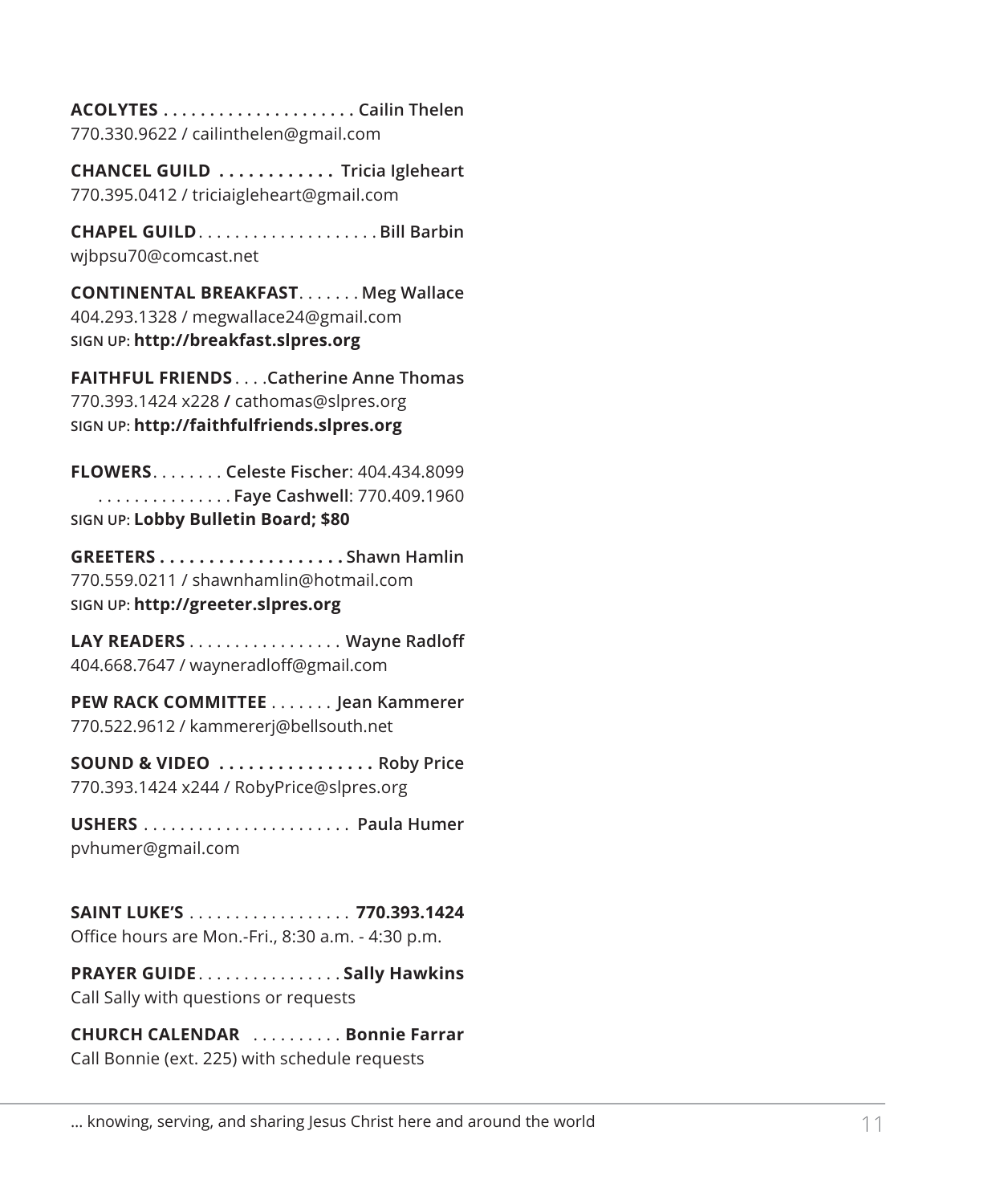**ACOLYTES . . . . . . . . . . . . . . . . . . . . . Cailin Thelen**
770.330.9622 / cailinthelen@gmail.com

**CHANCEL GUILD . . . . . . . . . . . . Tricia Igleheart**
770.395.0412 / triciaigleheart@gmail.com

**CHAPEL GUILD**. . . . . . . . . . . . . . . . . . . . **Bill Barbin**
wjbpsu70@comcast.net

**CONTINENTAL BREAKFAST**. . . . . . . **Meg Wallace**
404.293.1328 / megwallace24@gmail.com
SIGN UP: **http://breakfast.slpres.org**

**FAITHFUL FRIENDS**. . . .**Catherine Anne Thomas**
770.393.1424 x228 **/** cathomas@slpres.org
SIGN UP: **http://faithfulfriends.slpres.org**

**FLOWERS**. . . . . . . . **Celeste Fischer**: 404.434.8099
. . . . . . . . . . . . . . . **Faye Cashwell**: 770.409.1960
SIGN UP: **Lobby Bulletin Board; $80**

**GREETERS . . . . . . . . . . . . . . . . . . . Shawn Hamlin**
770.559.0211 / shawnhamlin@hotmail.com
SIGN UP: **http://greeter.slpres.org**

**LAY READERS** . . . . . . . . . . . . . . . . . **Wayne Radloff**
404.668.7647 / wayneradloff@gmail.com

**PEW RACK COMMITTEE** . . . . . . . **Jean Kammerer**
770.522.9612 / kammererj@bellsouth.net

**SOUND & VIDEO . . . . . . . . . . . . . . . . Roby Price**
770.393.1424 x244 / RobyPrice@slpres.org

**USHERS** . . . . . . . . . . . . . . . . . . . . . . . **Paula Humer**
pvhumer@gmail.com

**SAINT LUKE'S** . . . . . . . . . . . . . . . . . . **770.393.1424**
Office hours are Mon.-Fri., 8:30 a.m. - 4:30 p.m.

**PRAYER GUIDE**. . . . . . . . . . . . . . . . **Sally Hawkins**
Call Sally with questions or requests

**CHURCH CALENDAR** . . . . . . . . . . **Bonnie Farrar**
Call Bonnie (ext. 225) with schedule requests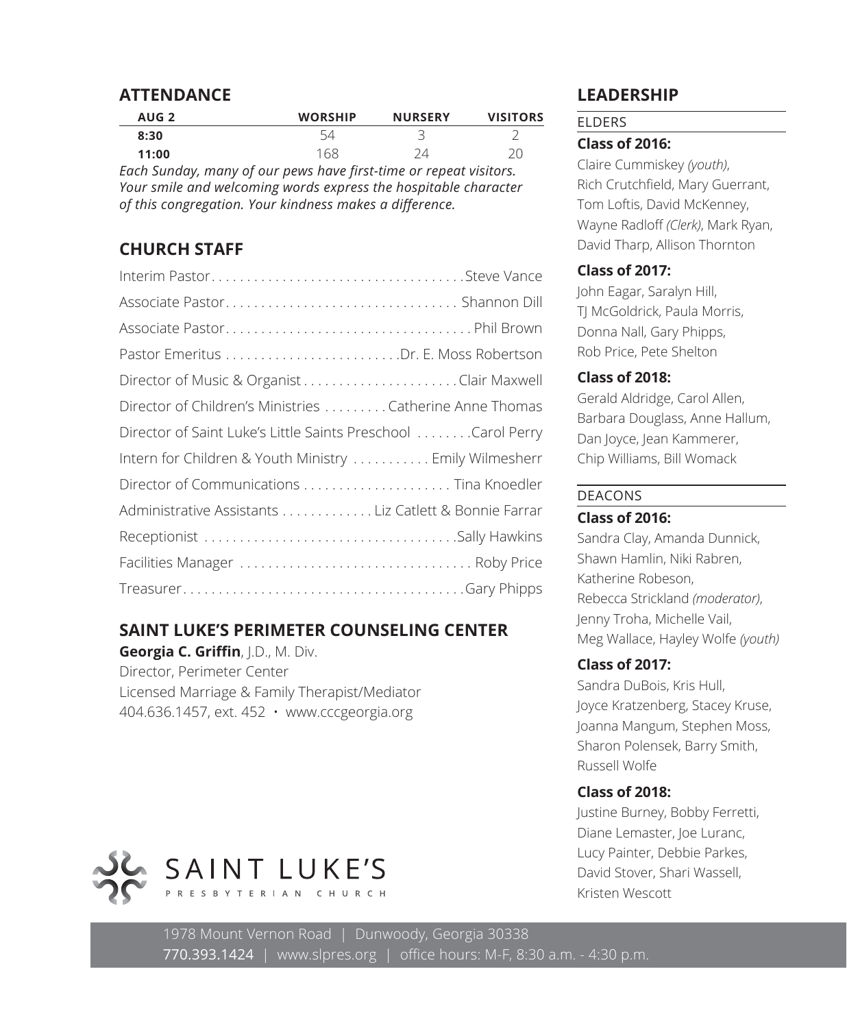## ATTENDANCE

| AUG 2 | WORSHIP | NURSERY | VISITORS |
|---|---|---|---|
| 8:30 | 54 | 3 | 2 |
| 11:00 | 168 | 24 | 20 |

*Each Sunday, many of our pews have first-time or repeat visitors. Your smile and welcoming words express the hospitable character of this congregation. Your kindness makes a difference.*

## CHURCH STAFF

| | |
|---|---|
| Interim Pastor | Steve Vance |
| Associate Pastor | Shannon Dill |
| Associate Pastor | Phil Brown |
| Pastor Emeritus | Dr. E. Moss Robertson |
| Director of Music & Organist | Clair Maxwell |
| Director of Children's Ministries | Catherine Anne Thomas |
| Director of Saint Luke's Little Saints Preschool | Carol Perry |
| Intern for Children & Youth Ministry | Emily Wilmesherr |
| Director of Communications | Tina Knoedler |
| Administrative Assistants | Liz Catlett & Bonnie Farrar |
| Receptionist | Sally Hawkins |
| Facilities Manager | Roby Price |
| Treasurer | Gary Phipps |

## SAINT LUKE'S PERIMETER COUNSELING CENTER

**Georgia C. Griffin**, J.D., M. Div.
Director, Perimeter Center
Licensed Marriage & Family Therapist/Mediator
404.636.1457, ext. 452 • www.cccgeorgia.org

## LEADERSHIP

### ELDERS

**Class of 2016:**
Claire Cummiskey *(youth)*, Rich Crutchfield, Mary Guerrant, Tom Loftis, David McKenney, Wayne Radloff *(Clerk)*, Mark Ryan, David Tharp, Allison Thornton

**Class of 2017:**
John Eagar, Saralyn Hill, TJ McGoldrick, Paula Morris, Donna Nall, Gary Phipps, Rob Price, Pete Shelton

**Class of 2018:**
Gerald Aldridge, Carol Allen, Barbara Douglass, Anne Hallum, Dan Joyce, Jean Kammerer, Chip Williams, Bill Womack

### DEACONS

**Class of 2016:**
Sandra Clay, Amanda Dunnick, Shawn Hamlin, Niki Rabren, Katherine Robeson, Rebecca Strickland *(moderator)*, Jenny Troha, Michelle Vail, Meg Wallace, Hayley Wolfe *(youth)*

**Class of 2017:**
Sandra DuBois, Kris Hull, Joyce Kratzenberg, Stacey Kruse, Joanna Mangum, Stephen Moss, Sharon Polensek, Barry Smith, Russell Wolfe

**Class of 2018:**
Justine Burney, Bobby Ferretti, Diane Lemaster, Joe Luranc, Lucy Painter, Debbie Parkes, David Stover, Shari Wassell, Kristen Wescott

SAINT LUKE'S
PRESBYTERIAN CHURCH

1978 Mount Vernon Road | Dunwoody, Georgia 30338
770.393.1424 | www.slpres.org | office hours: M-F, 8:30 a.m. - 4:30 p.m.